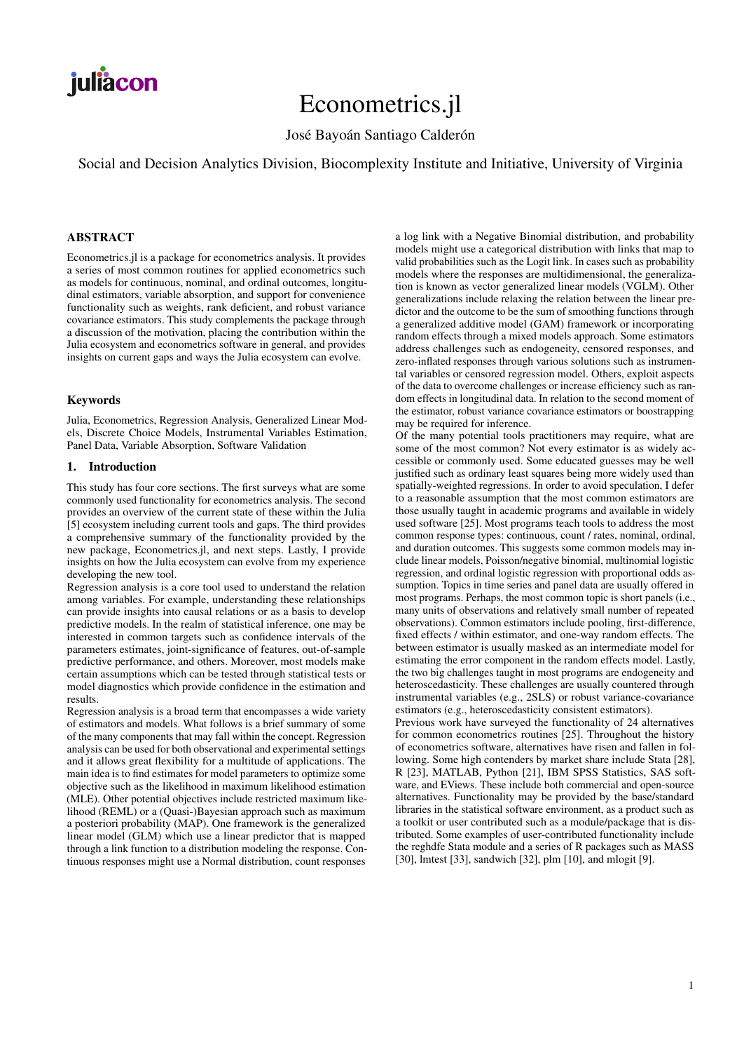# Econometrics.jl

José Bayoán Santiago Calderón

Social and Decision Analytics Division, Biocomplexity Institute and Initiative, University of Virginia

## ABSTRACT

Econometrics.jl is a package for econometrics analysis. It provides a series of most common routines for applied econometrics such as models for continuous, nominal, and ordinal outcomes, longitudinal estimators, variable absorption, and support for convenience functionality such as weights, rank deficient, and robust variance covariance estimators. This study complements the package through a discussion of the motivation, placing the contribution within the Julia ecosystem and econometrics software in general, and provides insights on current gaps and ways the Julia ecosystem can evolve.

### Keywords

Julia, Econometrics, Regression Analysis, Generalized Linear Models, Discrete Choice Models, Instrumental Variables Estimation, Panel Data, Variable Absorption, Software Validation

## 1. Introduction

This study has four core sections. The first surveys what are some commonly used functionality for econometrics analysis. The second provides an overview of the current state of these within the Julia [5] ecosystem including current tools and gaps. The third provides a comprehensive summary of the functionality provided by the new package, Econometrics.jl, and next steps. Lastly, I provide insights on how the Julia ecosystem can evolve from my experience developing the new tool.

Regression analysis is a core tool used to understand the relation among variables. For example, understanding these relationships can provide insights into causal relations or as a basis to develop predictive models. In the realm of statistical inference, one may be interested in common targets such as confidence intervals of the parameters estimates, joint-significance of features, out-of-sample predictive performance, and others. Moreover, most models make certain assumptions which can be tested through statistical tests or model diagnostics which provide confidence in the estimation and results.

Regression analysis is a broad term that encompasses a wide variety of estimators and models. What follows is a brief summary of some of the many components that may fall within the concept. Regression analysis can be used for both observational and experimental settings and it allows great flexibility for a multitude of applications. The main idea is to find estimates for model parameters to optimize some objective such as the likelihood in maximum likelihood estimation (MLE). Other potential objectives include restricted maximum likelihood (REML) or a (Quasi-)Bayesian approach such as maximum a posteriori probability (MAP). One framework is the generalized linear model (GLM) which use a linear predictor that is mapped through a link function to a distribution modeling the response. Continuous responses might use a Normal distribution, count responses a log link with a Negative Binomial distribution, and probability models might use a categorical distribution with links that map to valid probabilities such as the Logit link. In cases such as probability models where the responses are multidimensional, the generalization is known as vector generalized linear models (VGLM). Other generalizations include relaxing the relation between the linear predictor and the outcome to be the sum of smoothing functions through a generalized additive model (GAM) framework or incorporating random effects through a mixed models approach. Some estimators address challenges such as endogeneity, censored responses, and zero-inflated responses through various solutions such as instrumental variables or censored regression model. Others, exploit aspects of the data to overcome challenges or increase efficiency such as random effects in longitudinal data. In relation to the second moment of the estimator, robust variance covariance estimators or boostrapping may be required for inference.

Of the many potential tools practitioners may require, what are some of the most common? Not every estimator is as widely accessible or commonly used. Some educated guesses may be well justified such as ordinary least squares being more widely used than spatially-weighted regressions. In order to avoid speculation, I defer to a reasonable assumption that the most common estimators are those usually taught in academic programs and available in widely used software [25]. Most programs teach tools to address the most common response types: continuous, count / rates, nominal, ordinal, and duration outcomes. This suggests some common models may include linear models, Poisson/negative binomial, multinomial logistic regression, and ordinal logistic regression with proportional odds assumption. Topics in time series and panel data are usually offered in most programs. Perhaps, the most common topic is short panels (i.e., many units of observations and relatively small number of repeated observations). Common estimators include pooling, first-difference, fixed effects / within estimator, and one-way random effects. The between estimator is usually masked as an intermediate model for estimating the error component in the random effects model. Lastly, the two big challenges taught in most programs are endogeneity and heteroscedasticity. These challenges are usually countered through instrumental variables (e.g., 2SLS) or robust variance-covariance estimators (e.g., heteroscedasticity consistent estimators).

Previous work have surveyed the functionality of 24 alternatives for common econometrics routines [25]. Throughout the history of econometrics software, alternatives have risen and fallen in following. Some high contenders by market share include Stata [28], R [23], MATLAB, Python [21], IBM SPSS Statistics, SAS software, and EViews. These include both commercial and open-source alternatives. Functionality may be provided by the base/standard libraries in the statistical software environment, as a product such as a toolkit or user contributed such as a module/package that is distributed. Some examples of user-contributed functionality include the reghdfe Stata module and a series of R packages such as MASS [30], lmtest [33], sandwich [32], plm [10], and mlogit [9].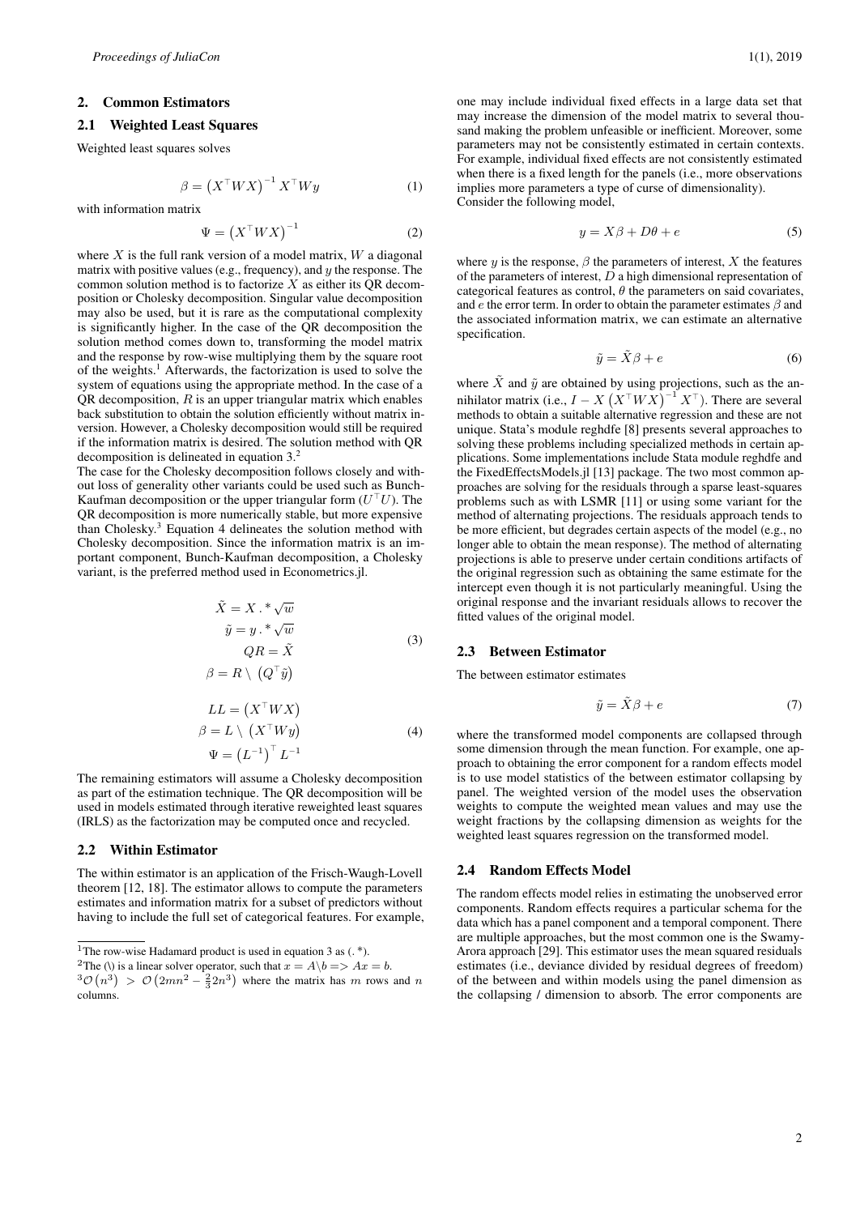## 2. Common Estimators

### 2.1 Weighted Least Squares

Weighted least squares solves

$$\beta = \left(X^{\top}WX\right)^{-1}X^{\top}Wy \tag{1}$$

with information matrix

$$\Psi = \left(X^{\top}WX\right)^{-1} \tag{2}$$

where $X$ is the full rank version of a model matrix, $W$ a diagonal matrix with positive values (e.g., frequency), and $y$ the response. The common solution method is to factorize $X$ as either its QR decomposition or Cholesky decomposition. Singular value decomposition may also be used, but it is rare as the computational complexity is significantly higher. In the case of the QR decomposition the solution method comes down to, transforming the model matrix and the response by row-wise multiplying them by the square root of the weights.[1] Afterwards, the factorization is used to solve the system of equations using the appropriate method. In the case of a QR decomposition, $R$ is an upper triangular matrix which enables back substitution to obtain the solution efficiently without matrix inversion. However, a Cholesky decomposition would still be required if the information matrix is desired. The solution method with QR decomposition is delineated in equation 3.[2]

The case for the Cholesky decomposition follows closely and without loss of generality other variants could be used such as Bunch-Kaufman decomposition or the upper triangular form ($U^{\top}U$). The QR decomposition is more numerically stable, but more expensive than Cholesky.[3] Equation 4 delineates the solution method with Cholesky decomposition. Since the information matrix is an important component, Bunch-Kaufman decomposition, a Cholesky variant, is the preferred method used in Econometrics.jl.

$$\begin{aligned} \tilde{X} &= X\,.*\sqrt{w} \\ \tilde{y} &= y\,.*\sqrt{w} \\ QR &= \tilde{X} \\ \beta &= R \setminus \left(Q^{\top}\tilde{y}\right) \end{aligned} \tag{3}$$

$$\begin{aligned} LL &= \left(X^{\top}WX\right) \\ \beta &= L \setminus \left(X^{\top}Wy\right) \\ \Psi &= \left(L^{-1}\right)^{\top}L^{-1} \end{aligned} \tag{4}$$

The remaining estimators will assume a Cholesky decomposition as part of the estimation technique. The QR decomposition will be used in models estimated through iterative reweighted least squares (IRLS) as the factorization may be computed once and recycled.

### 2.2 Within Estimator

The within estimator is an application of the Frisch-Waugh-Lovell theorem [12, 18]. The estimator allows to compute the parameters estimates and information matrix for a subset of predictors without having to include the full set of categorical features. For example, one may include individual fixed effects in a large data set that may increase the dimension of the model matrix to several thousand making the problem unfeasible or inefficient. Moreover, some parameters may not be consistently estimated in certain contexts. For example, individual fixed effects are not consistently estimated when there is a fixed length for the panels (i.e., more observations implies more parameters a type of curse of dimensionality).

Consider the following model,

$$y = X\beta + D\theta + e \tag{5}$$

where $y$ is the response, $\beta$ the parameters of interest, $X$ the features of the parameters of interest, $D$ a high dimensional representation of categorical features as control, $\theta$ the parameters on said covariates, and $e$ the error term. In order to obtain the parameter estimates $\beta$ and the associated information matrix, we can estimate an alternative specification.

$$\tilde{y} = \tilde{X}\beta + e \tag{6}$$

where $\tilde{X}$ and $\tilde{y}$ are obtained by using projections, such as the annihilator matrix (i.e., $I - X\left(X^{\top}WX\right)^{-1}X^{\top}$). There are several methods to obtain a suitable alternative regression and these are not unique. Stata's module reghdfe [8] presents several approaches to solving these problems including specialized methods in certain applications. Some implementations include Stata module reghdfe and the FixedEffectsModels.jl [13] package. The two most common approaches are solving for the residuals through a sparse least-squares problems such as with LSMR [11] or using some variant for the method of alternating projections. The residuals approach tends to be more efficient, but degrades certain aspects of the model (e.g., no longer able to obtain the mean response). The method of alternating projections is able to preserve under certain conditions artifacts of the original regression such as obtaining the same estimate for the intercept even though it is not particularly meaningful. Using the original response and the invariant residuals allows to recover the fitted values of the original model.

### 2.3 Between Estimator

The between estimator estimates

$$\tilde{y} = \tilde{X}\beta + e \tag{7}$$

where the transformed model components are collapsed through some dimension through the mean function. For example, one approach to obtaining the error component for a random effects model is to use model statistics of the between estimator collapsing by panel. The weighted version of the model uses the observation weights to compute the weighted mean values and may use the weight fractions by the collapsing dimension as weights for the weighted least squares regression on the transformed model.

### 2.4 Random Effects Model

The random effects model relies in estimating the unobserved error components. Random effects requires a particular schema for the data which has a panel component and a temporal component. There are multiple approaches, but the most common one is the Swamy-Arora approach [29]. This estimator uses the mean squared residuals estimates (i.e., deviance divided by residual degrees of freedom) of the between and within models using the panel dimension as the collapsing / dimension to absorb. The error components are

---

[1] The row-wise Hadamard product is used in equation 3 as (.*).

[2] The (\) is a linear solver operator, such that $x = A\backslash b \Rightarrow Ax = b$.

[3] $\mathcal{O}\left(n^3\right) > \mathcal{O}\left(2mn^2 - \frac{2}{3}2n^3\right)$ where the matrix has $m$ rows and $n$ columns.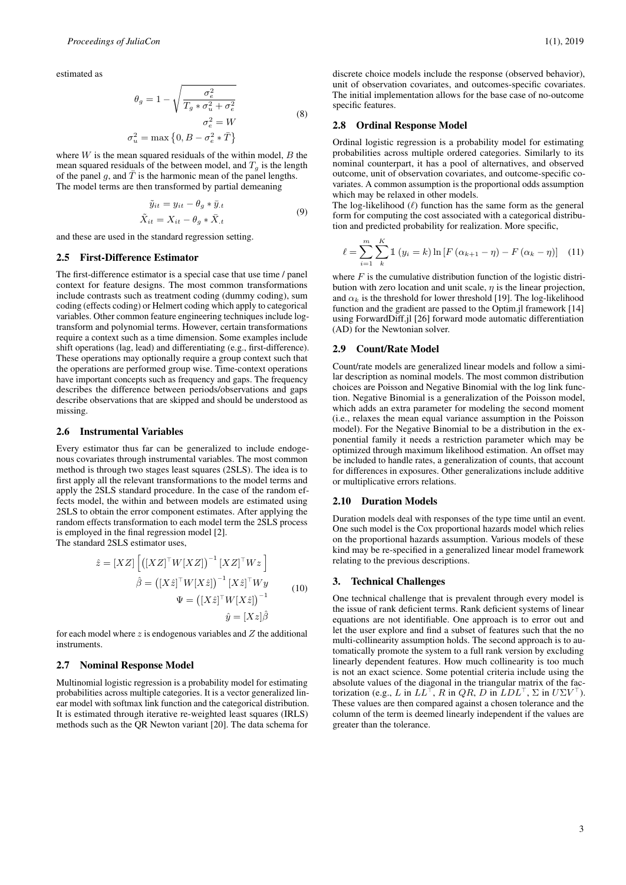estimated as

$$
\begin{aligned}
\theta_g &= 1 - \sqrt{\frac{\sigma_e^2}{T_g * \sigma_u^2 + \sigma_e^2}} \\
\sigma_e^2 &= W \\
\sigma_u^2 &= \max\left\{0, B - \sigma_e^2 * \bar{T}\right\}
\end{aligned}
\tag{8}
$$

where $W$ is the mean squared residuals of the within model, $B$ the mean squared residuals of the between model, and $T_g$ is the length of the panel $g$, and $\bar{T}$ is the harmonic mean of the panel lengths. The model terms are then transformed by partial demeaning

$$
\begin{aligned}
\tilde{y}_{it} &= y_{it} - \theta_g * \bar{y}_{.t} \\
\tilde{X}_{it} &= X_{it} - \theta_g * \bar{X}_{.t}
\end{aligned}
\tag{9}
$$

and these are used in the standard regression setting.

### 2.5 First-Difference Estimator

The first-difference estimator is a special case that use time / panel context for feature designs. The most common transformations include contrasts such as treatment coding (dummy coding), sum coding (effects coding) or Helmert coding which apply to categorical variables. Other common feature engineering techniques include log-transform and polynomial terms. However, certain transformations require a context such as a time dimension. Some examples include shift operations (lag, lead) and differentiating (e.g., first-difference). These operations may optionally require a group context such that the operations are performed group wise. Time-context operations have important concepts such as frequency and gaps. The frequency describes the difference between periods/observations and gaps describe observations that are skipped and should be understood as missing.

### 2.6 Instrumental Variables

Every estimator thus far can be generalized to include endogenous covariates through instrumental variables. The most common method is through two stages least squares (2SLS). The idea is to first apply all the relevant transformations to the model terms and apply the 2SLS standard procedure. In the case of the random effects model, the within and between models are estimated using 2SLS to obtain the error component estimates. After applying the random effects transformation to each model term the 2SLS process is employed in the final regression model [2].
The standard 2SLS estimator uses,

$$
\begin{aligned}
\hat{z} &= [XZ]\left[\left([XZ]^\top W [XZ]\right)^{-1} [XZ]^\top W z\right] \\
\hat{\beta} &= \left([X\hat{z}]^\top W [X\hat{z}]\right)^{-1} [X\hat{z}]^\top W y \\
\Psi &= \left([X\hat{z}]^\top W [X\hat{z}]\right)^{-1} \\
\hat{y} &= [Xz]\hat{\beta}
\end{aligned}
\tag{10}
$$

for each model where $z$ is endogenous variables and $Z$ the additional instruments.

### 2.7 Nominal Response Model

Multinomial logistic regression is a probability model for estimating probabilities across multiple categories. It is a vector generalized linear model with softmax link function and the categorical distribution. It is estimated through iterative re-weighted least squares (IRLS) methods such as the QR Newton variant [20]. The data schema for discrete choice models include the response (observed behavior), unit of observation covariates, and outcomes-specific covariates. The initial implementation allows for the base case of no-outcome specific features.

### 2.8 Ordinal Response Model

Ordinal logistic regression is a probability model for estimating probabilities across multiple ordered categories. Similarly to its nominal counterpart, it has a pool of alternatives, and observed outcome, unit of observation covariates, and outcome-specific covariates. A common assumption is the proportional odds assumption which may be relaxed in other models.
The log-likelihood ($\ell$) function has the same form as the general form for computing the cost associated with a categorical distribution and predicted probability for realization. More specific,

$$
\ell = \sum_{i=1}^{m} \sum_{k}^{K} \mathbb{1}\left(y_i = k\right) \ln\left[F\left(\alpha_{k+1} - \eta\right) - F\left(\alpha_k - \eta\right)\right] \tag{11}
$$

where $F$ is the cumulative distribution function of the logistic distribution with zero location and unit scale, $\eta$ is the linear projection, and $\alpha_k$ is the threshold for lower threshold [19]. The log-likelihood function and the gradient are passed to the Optim.jl framework [14] using ForwardDiff.jl [26] forward mode automatic differentiation (AD) for the Newtonian solver.

### 2.9 Count/Rate Model

Count/rate models are generalized linear models and follow a similar description as nominal models. The most common distribution choices are Poisson and Negative Binomial with the log link function. Negative Binomial is a generalization of the Poisson model, which adds an extra parameter for modeling the second moment (i.e., relaxes the mean equal variance assumption in the Poisson model). For the Negative Binomial to be a distribution in the exponential family it needs a restriction parameter which may be optimized through maximum likelihood estimation. An offset may be included to handle rates, a generalization of counts, that account for differences in exposures. Other generalizations include additive or multiplicative errors relations.

### 2.10 Duration Models

Duration models deal with responses of the type time until an event. One such model is the Cox proportional hazards model which relies on the proportional hazards assumption. Various models of these kind may be re-specified in a generalized linear model framework relating to the previous descriptions.

## 3. Technical Challenges

One technical challenge that is prevalent through every model is the issue of rank deficient terms. Rank deficient systems of linear equations are not identifiable. One approach is to error out and let the user explore and find a subset of features such that the no multi-collinearity assumption holds. The second approach is to automatically promote the system to a full rank version by excluding linearly dependent features. How much collinearity is too much is not an exact science. Some potential criteria include using the absolute values of the diagonal in the triangular matrix of the factorization (e.g., $L$ in $LL^\top$, $R$ in $QR$, $D$ in $LDL^\top$, $\Sigma$ in $U\Sigma V^\top$). These values are then compared against a chosen tolerance and the column of the term is deemed linearly independent if the values are greater than the tolerance.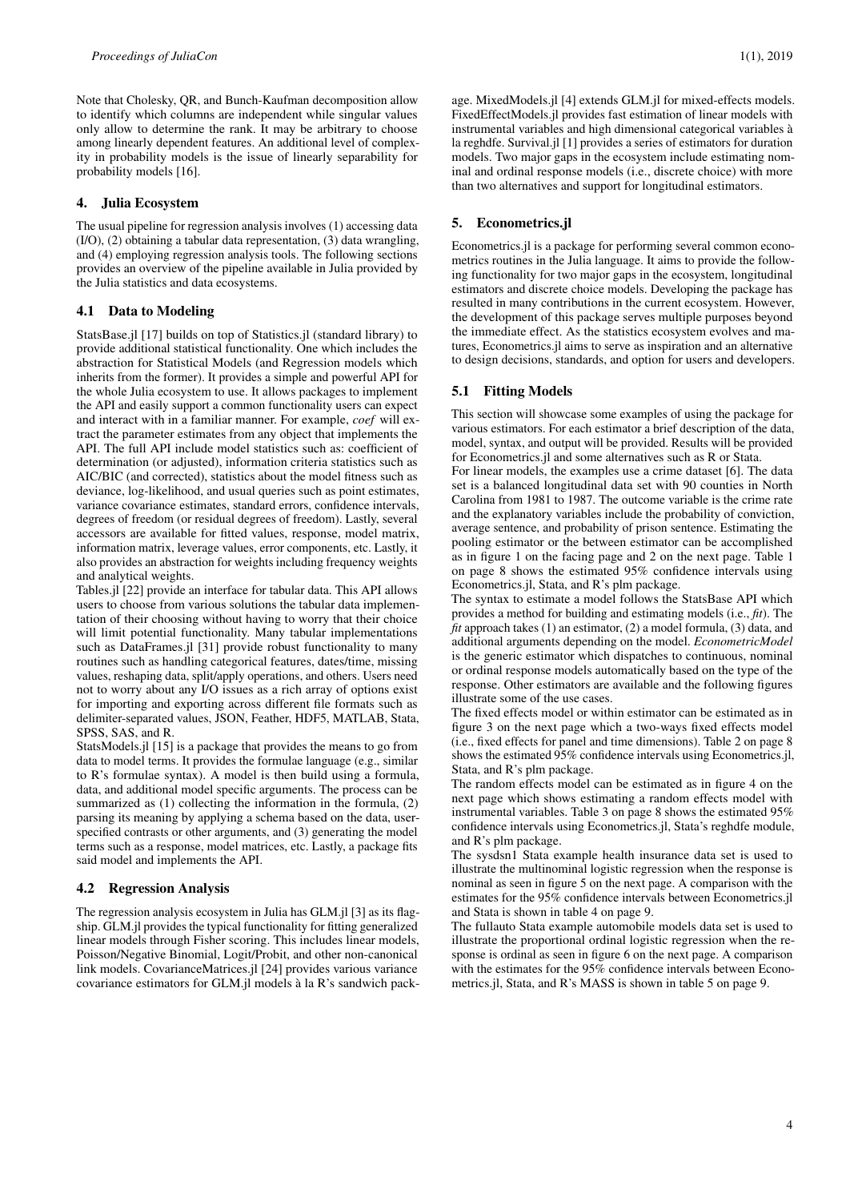Note that Cholesky, QR, and Bunch-Kaufman decomposition allow to identify which columns are independent while singular values only allow to determine the rank. It may be arbitrary to choose among linearly dependent features. An additional level of complexity in probability models is the issue of linearly separability for probability models [16].

## 4. Julia Ecosystem

The usual pipeline for regression analysis involves (1) accessing data (I/O), (2) obtaining a tabular data representation, (3) data wrangling, and (4) employing regression analysis tools. The following sections provides an overview of the pipeline available in Julia provided by the Julia statistics and data ecosystems.

### 4.1 Data to Modeling

StatsBase.jl [17] builds on top of Statistics.jl (standard library) to provide additional statistical functionality. One which includes the abstraction for Statistical Models (and Regression models which inherits from the former). It provides a simple and powerful API for the whole Julia ecosystem to use. It allows packages to implement the API and easily support a common functionality users can expect and interact with in a familiar manner. For example, *coef* will extract the parameter estimates from any object that implements the API. The full API include model statistics such as: coefficient of determination (or adjusted), information criteria statistics such as AIC/BIC (and corrected), statistics about the model fitness such as deviance, log-likelihood, and usual queries such as point estimates, variance covariance estimates, standard errors, confidence intervals, degrees of freedom (or residual degrees of freedom). Lastly, several accessors are available for fitted values, response, model matrix, information matrix, leverage values, error components, etc. Lastly, it also provides an abstraction for weights including frequency weights and analytical weights.

Tables.jl [22] provide an interface for tabular data. This API allows users to choose from various solutions the tabular data implementation of their choosing without having to worry that their choice will limit potential functionality. Many tabular implementations such as DataFrames.jl [31] provide robust functionality to many routines such as handling categorical features, dates/time, missing values, reshaping data, split/apply operations, and others. Users need not to worry about any I/O issues as a rich array of options exist for importing and exporting across different file formats such as delimiter-separated values, JSON, Feather, HDF5, MATLAB, Stata, SPSS, SAS, and R.

StatsModels.jl [15] is a package that provides the means to go from data to model terms. It provides the formulae language (e.g., similar to R's formulae syntax). A model is then build using a formula, data, and additional model specific arguments. The process can be summarized as (1) collecting the information in the formula, (2) parsing its meaning by applying a schema based on the data, user-specified contrasts or other arguments, and (3) generating the model terms such as a response, model matrices, etc. Lastly, a package fits said model and implements the API.

### 4.2 Regression Analysis

The regression analysis ecosystem in Julia has GLM.jl [3] as its flagship. GLM.jl provides the typical functionality for fitting generalized linear models through Fisher scoring. This includes linear models, Poisson/Negative Binomial, Logit/Probit, and other non-canonical link models. CovarianceMatrices.jl [24] provides various variance covariance estimators for GLM.jl models à la R's sandwich package. MixedModels.jl [4] extends GLM.jl for mixed-effects models. FixedEffectModels.jl provides fast estimation of linear models with instrumental variables and high dimensional categorical variables à la reghdfe. Survival.jl [1] provides a series of estimators for duration models. Two major gaps in the ecosystem include estimating nominal and ordinal response models (i.e., discrete choice) with more than two alternatives and support for longitudinal estimators.

## 5. Econometrics.jl

Econometrics.jl is a package for performing several common econometrics routines in the Julia language. It aims to provide the following functionality for two major gaps in the ecosystem, longitudinal estimators and discrete choice models. Developing the package has resulted in many contributions in the current ecosystem. However, the development of this package serves multiple purposes beyond the immediate effect. As the statistics ecosystem evolves and matures, Econometrics.jl aims to serve as inspiration and an alternative to design decisions, standards, and option for users and developers.

### 5.1 Fitting Models

This section will showcase some examples of using the package for various estimators. For each estimator a brief description of the data, model, syntax, and output will be provided. Results will be provided for Econometrics.jl and some alternatives such as R or Stata.

For linear models, the examples use a crime dataset [6]. The data set is a balanced longitudinal data set with 90 counties in North Carolina from 1981 to 1987. The outcome variable is the crime rate and the explanatory variables include the probability of conviction, average sentence, and probability of prison sentence. Estimating the pooling estimator or the between estimator can be accomplished as in figure 1 on the facing page and 2 on the next page. Table 1 on page 8 shows the estimated 95% confidence intervals using Econometrics.jl, Stata, and R's plm package.

The syntax to estimate a model follows the StatsBase API which provides a method for building and estimating models (i.e., *fit*). The *fit* approach takes (1) an estimator, (2) a model formula, (3) data, and additional arguments depending on the model. *EconometricModel* is the generic estimator which dispatches to continuous, nominal or ordinal response models automatically based on the type of the response. Other estimators are available and the following figures illustrate some of the use cases.

The fixed effects model or within estimator can be estimated as in figure 3 on the next page which a two-ways fixed effects model (i.e., fixed effects for panel and time dimensions). Table 2 on page 8 shows the estimated 95% confidence intervals using Econometrics.jl, Stata, and R's plm package.

The random effects model can be estimated as in figure 4 on the next page which shows estimating a random effects model with instrumental variables. Table 3 on page 8 shows the estimated 95% confidence intervals using Econometrics.jl, Stata's reghdfe module, and R's plm package.

The sysdsn1 Stata example health insurance data set is used to illustrate the multinominal logistic regression when the response is nominal as seen in figure 5 on the next page. A comparison with the estimates for the 95% confidence intervals between Econometrics.jl and Stata is shown in table 4 on page 9.

The fullauto Stata example automobile models data set is used to illustrate the proportional ordinal logistic regression when the response is ordinal as seen in figure 6 on the next page. A comparison with the estimates for the 95% confidence intervals between Econometrics.jl, Stata, and R's MASS is shown in table 5 on page 9.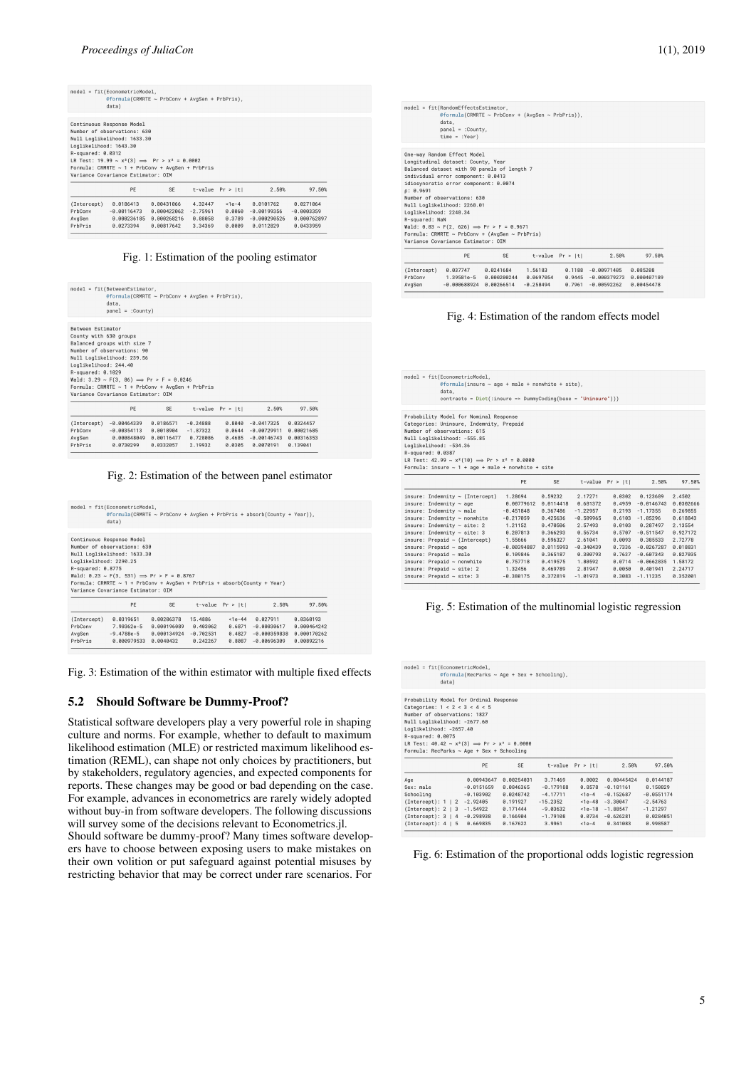```
model = fit(EconometricModel,
            @formula(CRMRTE ~ PrbConv + AvgSen + PrbPris),
            data)
```

```
Continuous Response Model
Number of observations: 630
Null Loglikelihood: 1633.30
Loglikelihood: 1643.30
R-squared: 0.0312
LR Test: 19.99 ∼ χ²(3) ⟹  Pr > χ² = 0.0002
Formula: CRMRTE ~ 1 + PrbConv + AvgSen + PrbPris
Variance Covariance Estimator: OIM
```

| | PE | SE | t-value | Pr > \|t\| | 2.50% | 97.50% |
|---|---|---|---|---|---|---|
| (Intercept) | 0.0186413 | 0.00431066 | 4.32447 | <1e-4 | 0.0101762 | 0.0271064 |
| PrbConv | -0.00116473 | 0.000422062 | -2.75961 | 0.0060 | -0.00199356 | -0.0003359 |
| AvgSen | 0.000236185 | 0.000268216 | 0.88058 | 0.3789 | -0.000290526 | 0.000762897 |
| PrbPris | 0.0273394 | 0.00817642 | 3.34369 | 0.0009 | 0.0112829 | 0.0433959 |

Fig. 1: Estimation of the pooling estimator

```
model = fit(BetweenEstimator,
            @formula(CRMRTE ~ PrbConv + AvgSen + PrbPris),
            data,
            panel = :County)
```

```
Between Estimator
County with 630 groups
Balanced groups with size 7
Number of observations: 90
Null Loglikelihood: 239.56
Loglikelihood: 244.40
R-squared: 0.1029
Wald: 3.29 ∼ F(3, 86) ⟹ Pr > F = 0.0246
Formula: CRMRTE ~ 1 + PrbConv + AvgSen + PrbPris
Variance Covariance Estimator: OIM
```

| | PE | SE | t-value | Pr > \|t\| | 2.50% | 97.50% |
|---|---|---|---|---|---|---|
| (Intercept) | -0.00464339 | 0.0186571 | -0.24888 | 0.8040 | -0.0417325 | 0.0324457 |
| PrbConv | -0.00354113 | 0.0018904 | -1.87322 | 0.0644 | -0.00729911 | 0.00021685 |
| AvgSen | 0.000848049 | 0.00116477 | 0.728086 | 0.4685 | -0.00146743 | 0.00316353 |
| PrbPris | 0.0730299 | 0.0332057 | 2.19932 | 0.0305 | 0.0070191 | 0.139041 |

Fig. 2: Estimation of the between panel estimator

```
model = fit(EconometricModel,
            @formula(CRMRTE ~ PrbConv + AvgSen + PrbPris + absorb(County + Year)),
            data)
```

```
Continuous Response Model
Number of observations: 630
Null Loglikelihood: 1633.30
Loglikelihood: 2290.25
R-squared: 0.8775
Wald: 0.23 ∼ F(3, 531) ⟹ Pr > F = 0.8767
Formula: CRMRTE ~ 1 + PrbConv + AvgSen + PrbPris + absorb(County + Year)
Variance Covariance Estimator: OIM
```

| | PE | SE | t-value | Pr > \|t\| | 2.50% | 97.50% |
|---|---|---|---|---|---|---|
| (Intercept) | 0.0319651 | 0.00206378 | 15.4886 | <1e-44 | 0.027911 | 0.0360193 |
| PrbConv | 7.90362e-5 | 0.000196089 | 0.403062 | 0.6871 | -0.00030617 | 0.000464242 |
| AvgSen | -9.4788e-5 | 0.000134924 | -0.702531 | 0.4827 | -0.000359838 | 0.000170262 |
| PrbPris | 0.000979533 | 0.0040432 | 0.242267 | 0.8087 | -0.00696309 | 0.00892216 |

Fig. 3: Estimation of the within estimator with multiple fixed effects

## 5.2 Should Software be Dummy-Proof?

Statistical software developers play a very powerful role in shaping culture and norms. For example, whether to default to maximum likelihood estimation (MLE) or restricted maximum likelihood estimation (REML), can shape not only choices by practitioners, but by stakeholders, regulatory agencies, and expected components for reports. These changes may be good or bad depending on the case. For example, advances in econometrics are rarely widely adopted without buy-in from software developers. The following discussions will survey some of the decisions relevant to Econometrics.jl.

Should software be dummy-proof? Many times software developers have to choose between exposing users to make mistakes on their own volition or put safeguard against potential misuses by restricting behavior that may be correct under rare scenarios. For

```
model = fit(RandomEffectsEstimator,
            @formula(CRMRTE ~ PrbConv + (AvgSen ~ PrbPris)),
            data,
            panel = :County,
            time = :Year)
```

```
One-way Random Effect Model
Longitudinal dataset: County, Year
Balanced dataset with 90 panels of length 7
individual error component: 0.0413
idiosyncratic error component: 0.0074
ρ: 0.9691
Number of observations: 630
Null Loglikelihood: 2260.01
Loglikelihood: 2240.34
R-squared: NaN
Wald: 0.03 ∼ F(2, 626) ⟹ Pr > F = 0.9671
Formula: CRMRTE ~ PrbConv + (AvgSen ~ PrbPris)
Variance Covariance Estimator: OIM
```

| | PE | SE | t-value | Pr > \|t\| | 2.50% | 97.50% |
|---|---|---|---|---|---|---|
| (Intercept) | 0.037747 | 0.0241684 | 1.56183 | 0.1188 | -0.00971405 | 0.085208 |
| PrbConv | 1.39581e-5 | 0.000200244 | 0.0697054 | 0.9445 | -0.000379273 | 0.000407189 |
| AvgSen | -0.000688924 | 0.00266514 | -0.258494 | 0.7961 | -0.00592262 | 0.00454478 |

Fig. 4: Estimation of the random effects model

```
model = fit(EconometricModel,
            @formula(insure ~ age + male + nonwhite + site),
            data,
            contrasts = Dict(:insure => DummyCoding(base = "Uninsure")))
```

```
Probability Model for Nominal Response
Categories: Uninsure, Indemnity, Prepaid
Number of observations: 615
Null Loglikelihood: -555.85
Loglikelihood: -534.36
R-squared: 0.0387
LR Test: 42.99 ∼ χ²(10) ⟹ Pr > χ² = 0.0000
Formula: insure ~ 1 + age + male + nonwhite + site
```

| | PE | SE | t-value | Pr > \|t\| | 2.50% | 97.50% |
|---|---|---|---|---|---|---|
| insure: Indemnity ~ (Intercept) | 1.28694 | 0.59232 | 2.17271 | 0.0302 | 0.123689 | 2.4502 |
| insure: Indemnity ~ age | 0.00779612 | 0.0114418 | 0.681372 | 0.4959 | -0.0146743 | 0.0302666 |
| insure: Indemnity ~ male | -0.451848 | 0.367486 | -1.22957 | 0.2193 | -1.17355 | 0.269855 |
| insure: Indemnity ~ nonwhite | -0.217059 | 0.425636 | -0.509965 | 0.6103 | -1.05296 | 0.618843 |
| insure: Indemnity ~ site: 2 | 1.21152 | 0.470506 | 2.57493 | 0.0103 | 0.287497 | 2.13554 |
| insure: Indemnity ~ site: 3 | 0.207813 | 0.366293 | 0.56734 | 0.5707 | -0.511547 | 0.927172 |
| insure: Prepaid ~ (Intercept) | 1.55666 | 0.596327 | 2.61041 | 0.0093 | 0.385533 | 2.72778 |
| insure: Prepaid ~ age | -0.00394887 | 0.0115993 | -0.340439 | 0.7336 | -0.0267287 | 0.018831 |
| insure: Prepaid ~ male | 0.109846 | 0.365187 | 0.300793 | 0.7637 | -0.607343 | 0.827035 |
| insure: Prepaid ~ nonwhite | 0.757718 | 0.419575 | 1.80592 | 0.0714 | -0.0662835 | 1.58172 |
| insure: Prepaid ~ site: 2 | 1.32456 | 0.469789 | 2.81947 | 0.0050 | 0.401941 | 2.24717 |
| insure: Prepaid ~ site: 3 | -0.380175 | 0.372819 | -1.01973 | 0.3083 | -1.11235 | 0.352001 |

Fig. 5: Estimation of the multinomial logistic regression

```
model = fit(EconometricModel,
            @formula(RecParks ~ Age + Sex + Schooling),
            data)
```

```
Probability Model for Ordinal Response
Categories: 1 < 2 < 3 < 4 < 5
Number of observations: 1827
Null Loglikelihood: -2677.60
Loglikelihood: -2657.40
R-squared: 0.0075
LR Test: 40.42 ∼ χ²(3) ⟹ Pr > χ² = 0.0000
Formula: RecParks ~ Age + Sex + Schooling
```

| | PE | SE | t-value | Pr > \|t\| | 2.50% | 97.50% |
|---|---|---|---|---|---|---|
| Age | 0.00943647 | 0.00254031 | 3.71469 | 0.0002 | 0.00445424 | 0.0144187 |
| Sex: male | -0.0151659 | 0.0846365 | -0.179188 | 0.8578 | -0.181161 | 0.150829 |
| Schooling | -0.103902 | 0.0248742 | -4.17711 | <1e-4 | -0.152687 | -0.0551174 |
| (Intercept): 1 \| 2 | -2.92405 | 0.191927 | -15.2352 | <1e-48 | -3.30047 | -2.54763 |
| (Intercept): 2 \| 3 | -1.54922 | 0.171444 | -9.03632 | <1e-18 | -1.88547 | -1.21297 |
| (Intercept): 3 \| 4 | -0.298938 | 0.166904 | -1.79108 | 0.0734 | -0.626281 | 0.0284051 |
| (Intercept): 4 \| 5 | 0.669835 | 0.167622 | 3.9961 | <1e-4 | 0.341083 | 0.998587 |

Fig. 6: Estimation of the proportional odds logistic regression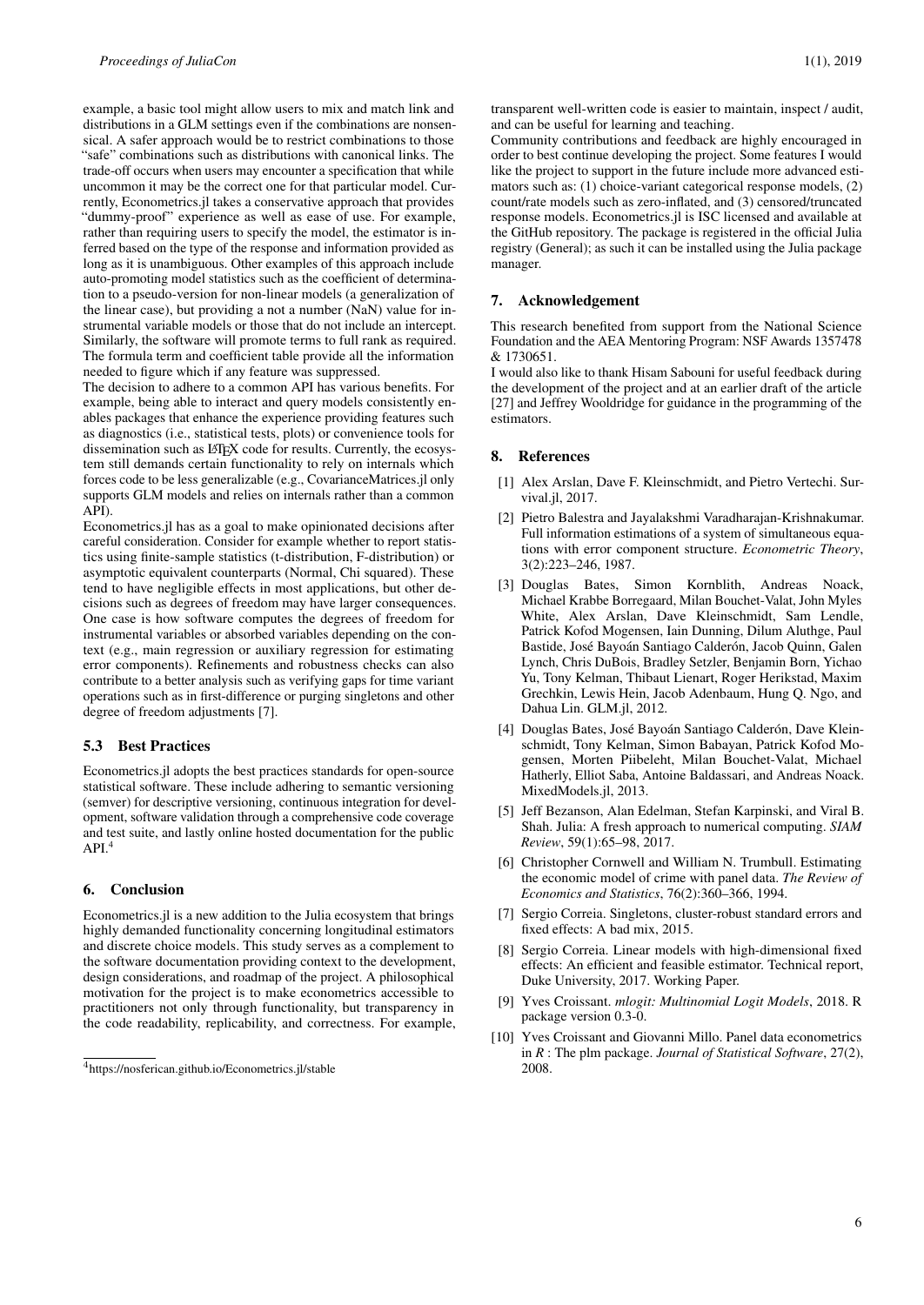example, a basic tool might allow users to mix and match link and distributions in a GLM settings even if the combinations are nonsensical. A safer approach would be to restrict combinations to those "safe" combinations such as distributions with canonical links. The trade-off occurs when users may encounter a specification that while uncommon it may be the correct one for that particular model. Currently, Econometrics.jl takes a conservative approach that provides "dummy-proof" experience as well as ease of use. For example, rather than requiring users to specify the model, the estimator is inferred based on the type of the response and information provided as long as it is unambiguous. Other examples of this approach include auto-promoting model statistics such as the coefficient of determination to a pseudo-version for non-linear models (a generalization of the linear case), but providing a not a number (NaN) value for instrumental variable models or those that do not include an intercept. Similarly, the software will promote terms to full rank as required. The formula term and coefficient table provide all the information needed to figure which if any feature was suppressed.

The decision to adhere to a common API has various benefits. For example, being able to interact and query models consistently enables packages that enhance the experience providing features such as diagnostics (i.e., statistical tests, plots) or convenience tools for dissemination such as LaTeX code for results. Currently, the ecosystem still demands certain functionality to rely on internals which forces code to be less generalizable (e.g., CovarianceMatrices.jl only supports GLM models and relies on internals rather than a common API).

Econometrics.jl has as a goal to make opinionated decisions after careful consideration. Consider for example whether to report statistics using finite-sample statistics (t-distribution, F-distribution) or asymptotic equivalent counterparts (Normal, Chi squared). These tend to have negligible effects in most applications, but other decisions such as degrees of freedom may have larger consequences. One case is how software computes the degrees of freedom for instrumental variables or absorbed variables depending on the context (e.g., main regression or auxiliary regression for estimating error components). Refinements and robustness checks can also contribute to a better analysis such as verifying gaps for time variant operations such as in first-difference or purging singletons and other degree of freedom adjustments [7].

### 5.3 Best Practices

Econometrics.jl adopts the best practices standards for open-source statistical software. These include adhering to semantic versioning (semver) for descriptive versioning, continuous integration for development, software validation through a comprehensive code coverage and test suite, and lastly online hosted documentation for the public API.[4]

## 6. Conclusion

Econometrics.jl is a new addition to the Julia ecosystem that brings highly demanded functionality concerning longitudinal estimators and discrete choice models. This study serves as a complement to the software documentation providing context to the development, design considerations, and roadmap of the project. A philosophical motivation for the project is to make econometrics accessible to practitioners not only through functionality, but transparency in the code readability, replicability, and correctness. For example, transparent well-written code is easier to maintain, inspect / audit, and can be useful for learning and teaching.

Community contributions and feedback are highly encouraged in order to best continue developing the project. Some features I would like the project to support in the future include more advanced estimators such as: (1) choice-variant categorical response models, (2) count/rate models such as zero-inflated, and (3) censored/truncated response models. Econometrics.jl is ISC licensed and available at the GitHub repository. The package is registered in the official Julia registry (General); as such it can be installed using the Julia package manager.

[4] https://nosferican.github.io/Econometrics.jl/stable

## 7. Acknowledgement

This research benefited from support from the National Science Foundation and the AEA Mentoring Program: NSF Awards 1357478 & 1730651.

I would also like to thank Hisam Sabouni for useful feedback during the development of the project and at an earlier draft of the article [27] and Jeffrey Wooldridge for guidance in the programming of the estimators.

## 8. References

[1] Alex Arslan, Dave F. Kleinschmidt, and Pietro Vertechi. Survival.jl, 2017.

[2] Pietro Balestra and Jayalakshmi Varadharajan-Krishnakumar. Full information estimations of a system of simultaneous equations with error component structure. *Econometric Theory*, 3(2):223–246, 1987.

[3] Douglas Bates, Simon Kornblith, Andreas Noack, Michael Krabbe Borregaard, Milan Bouchet-Valat, John Myles White, Alex Arslan, Dave Kleinschmidt, Sam Lendle, Patrick Kofod Mogensen, Iain Dunning, Dilum Aluthge, Paul Bastide, José Bayoán Santiago Calderón, Jacob Quinn, Galen Lynch, Chris DuBois, Bradley Setzler, Benjamin Born, Yichao Yu, Tony Kelman, Thibaut Lienart, Roger Herikstad, Maxim Grechkin, Lewis Hein, Jacob Adenbaum, Hung Q. Ngo, and Dahua Lin. GLM.jl, 2012.

[4] Douglas Bates, José Bayoán Santiago Calderón, Dave Kleinschmidt, Tony Kelman, Simon Babayan, Patrick Kofod Mogensen, Morten Piibeleht, Milan Bouchet-Valat, Michael Hatherly, Elliot Saba, Antoine Baldassari, and Andreas Noack. MixedModels.jl, 2013.

[5] Jeff Bezanson, Alan Edelman, Stefan Karpinski, and Viral B. Shah. Julia: A fresh approach to numerical computing. *SIAM Review*, 59(1):65–98, 2017.

[6] Christopher Cornwell and William N. Trumbull. Estimating the economic model of crime with panel data. *The Review of Economics and Statistics*, 76(2):360–366, 1994.

[7] Sergio Correia. Singletons, cluster-robust standard errors and fixed effects: A bad mix, 2015.

[8] Sergio Correia. Linear models with high-dimensional fixed effects: An efficient and feasible estimator. Technical report, Duke University, 2017. Working Paper.

[9] Yves Croissant. *mlogit: Multinomial Logit Models*, 2018. R package version 0.3-0.

[10] Yves Croissant and Giovanni Millo. Panel data econometrics in *R* : The plm package. *Journal of Statistical Software*, 27(2), 2008.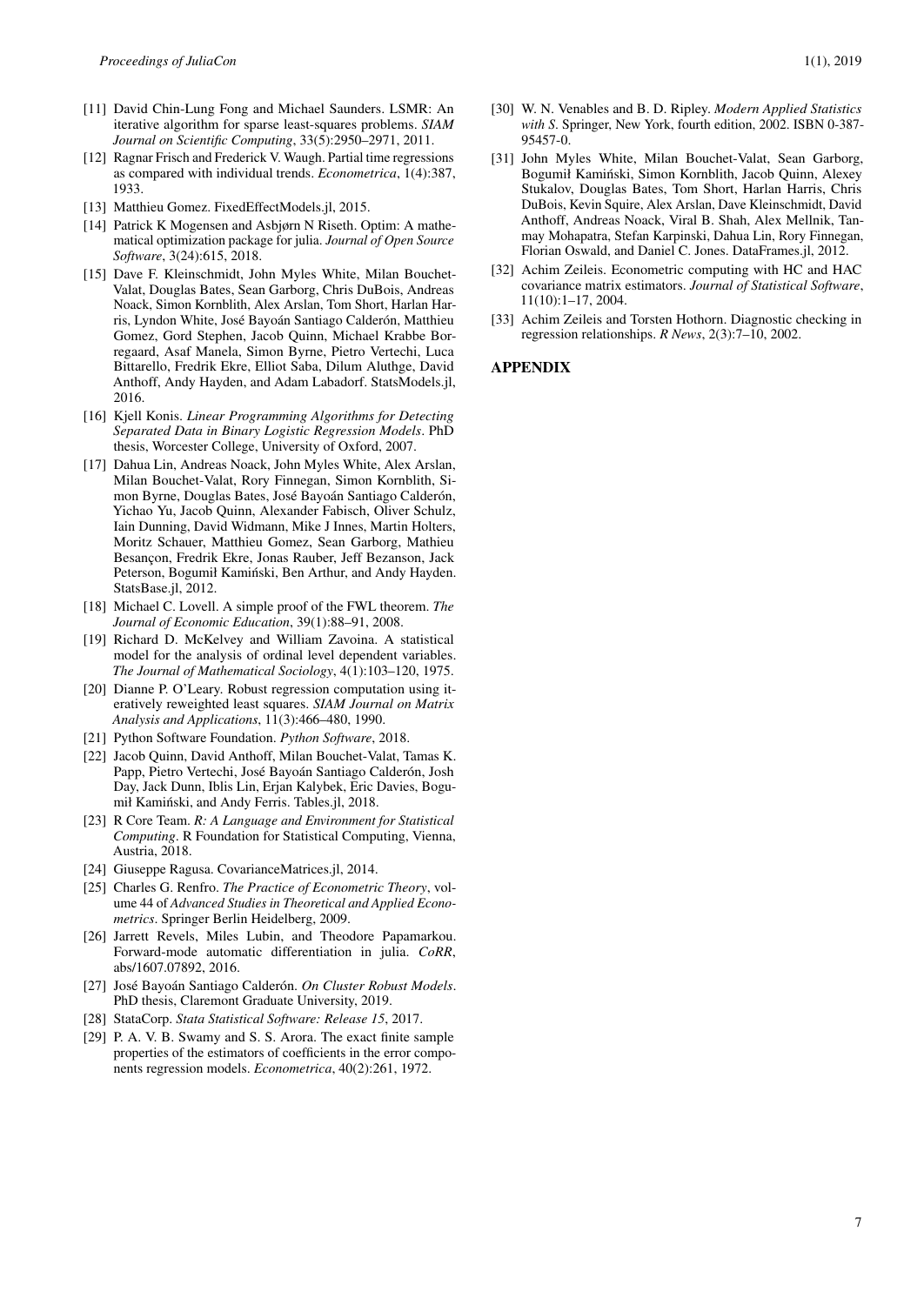[11] David Chin-Lung Fong and Michael Saunders. LSMR: An iterative algorithm for sparse least-squares problems. *SIAM Journal on Scientific Computing*, 33(5):2950–2971, 2011.

[12] Ragnar Frisch and Frederick V. Waugh. Partial time regressions as compared with individual trends. *Econometrica*, 1(4):387, 1933.

[13] Matthieu Gomez. FixedEffectModels.jl, 2015.

[14] Patrick K Mogensen and Asbjørn N Riseth. Optim: A mathematical optimization package for julia. *Journal of Open Source Software*, 3(24):615, 2018.

[15] Dave F. Kleinschmidt, John Myles White, Milan Bouchet-Valat, Douglas Bates, Sean Garborg, Chris DuBois, Andreas Noack, Simon Kornblith, Alex Arslan, Tom Short, Harlan Harris, Lyndon White, José Bayoán Santiago Calderón, Matthieu Gomez, Gord Stephen, Jacob Quinn, Michael Krabbe Borregaard, Asaf Manela, Simon Byrne, Pietro Vertechi, Luca Bittarello, Fredrik Ekre, Elliot Saba, Dilum Aluthge, David Anthoff, Andy Hayden, and Adam Labadorf. StatsModels.jl, 2016.

[16] Kjell Konis. *Linear Programming Algorithms for Detecting Separated Data in Binary Logistic Regression Models*. PhD thesis, Worcester College, University of Oxford, 2007.

[17] Dahua Lin, Andreas Noack, John Myles White, Alex Arslan, Milan Bouchet-Valat, Rory Finnegan, Simon Kornblith, Simon Byrne, Douglas Bates, José Bayoán Santiago Calderón, Yichao Yu, Jacob Quinn, Alexander Fabisch, Oliver Schulz, Iain Dunning, David Widmann, Mike J Innes, Martin Holters, Moritz Schauer, Matthieu Gomez, Sean Garborg, Mathieu Besançon, Fredrik Ekre, Jonas Rauber, Jeff Bezanson, Jack Peterson, Bogumił Kamiński, Ben Arthur, and Andy Hayden. StatsBase.jl, 2012.

[18] Michael C. Lovell. A simple proof of the FWL theorem. *The Journal of Economic Education*, 39(1):88–91, 2008.

[19] Richard D. McKelvey and William Zavoina. A statistical model for the analysis of ordinal level dependent variables. *The Journal of Mathematical Sociology*, 4(1):103–120, 1975.

[20] Dianne P. O'Leary. Robust regression computation using iteratively reweighted least squares. *SIAM Journal on Matrix Analysis and Applications*, 11(3):466–480, 1990.

[21] Python Software Foundation. *Python Software*, 2018.

[22] Jacob Quinn, David Anthoff, Milan Bouchet-Valat, Tamas K. Papp, Pietro Vertechi, José Bayoán Santiago Calderón, Josh Day, Jack Dunn, Iblis Lin, Erjan Kalybek, Eric Davies, Bogumił Kamiński, and Andy Ferris. Tables.jl, 2018.

[23] R Core Team. *R: A Language and Environment for Statistical Computing*. R Foundation for Statistical Computing, Vienna, Austria, 2018.

[24] Giuseppe Ragusa. CovarianceMatrices.jl, 2014.

[25] Charles G. Renfro. *The Practice of Econometric Theory*, volume 44 of *Advanced Studies in Theoretical and Applied Econometrics*. Springer Berlin Heidelberg, 2009.

[26] Jarrett Revels, Miles Lubin, and Theodore Papamarkou. Forward-mode automatic differentiation in julia. *CoRR*, abs/1607.07892, 2016.

[27] José Bayoán Santiago Calderón. *On Cluster Robust Models*. PhD thesis, Claremont Graduate University, 2019.

[28] StataCorp. *Stata Statistical Software: Release 15*, 2017.

[29] P. A. V. B. Swamy and S. S. Arora. The exact finite sample properties of the estimators of coefficients in the error components regression models. *Econometrica*, 40(2):261, 1972.

[30] W. N. Venables and B. D. Ripley. *Modern Applied Statistics with S*. Springer, New York, fourth edition, 2002. ISBN 0-387-95457-0.

[31] John Myles White, Milan Bouchet-Valat, Sean Garborg, Bogumił Kamiński, Simon Kornblith, Jacob Quinn, Alexey Stukalov, Douglas Bates, Tom Short, Harlan Harris, Chris DuBois, Kevin Squire, Alex Arslan, Dave Kleinschmidt, David Anthoff, Andreas Noack, Viral B. Shah, Alex Mellnik, Tanmay Mohapatra, Stefan Karpinski, Dahua Lin, Rory Finnegan, Florian Oswald, and Daniel C. Jones. DataFrames.jl, 2012.

[32] Achim Zeileis. Econometric computing with HC and HAC covariance matrix estimators. *Journal of Statistical Software*, 11(10):1–17, 2004.

[33] Achim Zeileis and Torsten Hothorn. Diagnostic checking in regression relationships. *R News*, 2(3):7–10, 2002.

## APPENDIX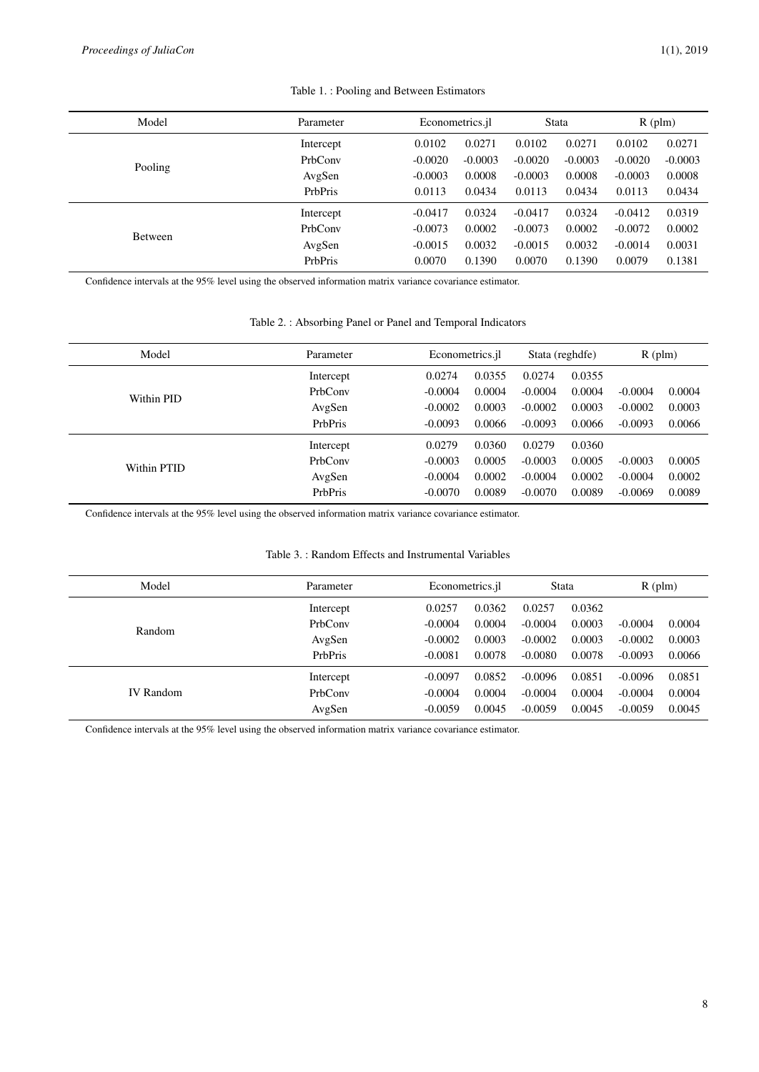Table 1. : Pooling and Between Estimators

| Model | Parameter | Econometrics.jl | | Stata | | R (plm) | |
|---|---|---|---|---|---|---|---|
| Pooling | Intercept | 0.0102 | 0.0271 | 0.0102 | 0.0271 | 0.0102 | 0.0271 |
| | PrbConv | -0.0020 | -0.0003 | -0.0020 | -0.0003 | -0.0020 | -0.0003 |
| | AvgSen | -0.0003 | 0.0008 | -0.0003 | 0.0008 | -0.0003 | 0.0008 |
| | PrbPris | 0.0113 | 0.0434 | 0.0113 | 0.0434 | 0.0113 | 0.0434 |
| Between | Intercept | -0.0417 | 0.0324 | -0.0417 | 0.0324 | -0.0412 | 0.0319 |
| | PrbConv | -0.0073 | 0.0002 | -0.0073 | 0.0002 | -0.0072 | 0.0002 |
| | AvgSen | -0.0015 | 0.0032 | -0.0015 | 0.0032 | -0.0014 | 0.0031 |
| | PrbPris | 0.0070 | 0.1390 | 0.0070 | 0.1390 | 0.0079 | 0.1381 |

Confidence intervals at the 95% level using the observed information matrix variance covariance estimator.

Table 2. : Absorbing Panel or Panel and Temporal Indicators

| Model | Parameter | Econometrics.jl | | Stata (reghdfe) | | R (plm) | |
|---|---|---|---|---|---|---|---|
| Within PID | Intercept | 0.0274 | 0.0355 | 0.0274 | 0.0355 | | |
| | PrbConv | -0.0004 | 0.0004 | -0.0004 | 0.0004 | -0.0004 | 0.0004 |
| | AvgSen | -0.0002 | 0.0003 | -0.0002 | 0.0003 | -0.0002 | 0.0003 |
| | PrbPris | -0.0093 | 0.0066 | -0.0093 | 0.0066 | -0.0093 | 0.0066 |
| Within PTID | Intercept | 0.0279 | 0.0360 | 0.0279 | 0.0360 | | |
| | PrbConv | -0.0003 | 0.0005 | -0.0003 | 0.0005 | -0.0003 | 0.0005 |
| | AvgSen | -0.0004 | 0.0002 | -0.0004 | 0.0002 | -0.0004 | 0.0002 |
| | PrbPris | -0.0070 | 0.0089 | -0.0070 | 0.0089 | -0.0069 | 0.0089 |

Confidence intervals at the 95% level using the observed information matrix variance covariance estimator.

Table 3. : Random Effects and Instrumental Variables

| Model | Parameter | Econometrics.jl | | Stata | | R (plm) | |
|---|---|---|---|---|---|---|---|
| Random | Intercept | 0.0257 | 0.0362 | 0.0257 | 0.0362 | | |
| | PrbConv | -0.0004 | 0.0004 | -0.0004 | 0.0003 | -0.0004 | 0.0004 |
| | AvgSen | -0.0002 | 0.0003 | -0.0002 | 0.0003 | -0.0002 | 0.0003 |
| | PrbPris | -0.0081 | 0.0078 | -0.0080 | 0.0078 | -0.0093 | 0.0066 |
| IV Random | Intercept | -0.0097 | 0.0852 | -0.0096 | 0.0851 | -0.0096 | 0.0851 |
| | PrbConv | -0.0004 | 0.0004 | -0.0004 | 0.0004 | -0.0004 | 0.0004 |
| | AvgSen | -0.0059 | 0.0045 | -0.0059 | 0.0045 | -0.0059 | 0.0045 |

Confidence intervals at the 95% level using the observed information matrix variance covariance estimator.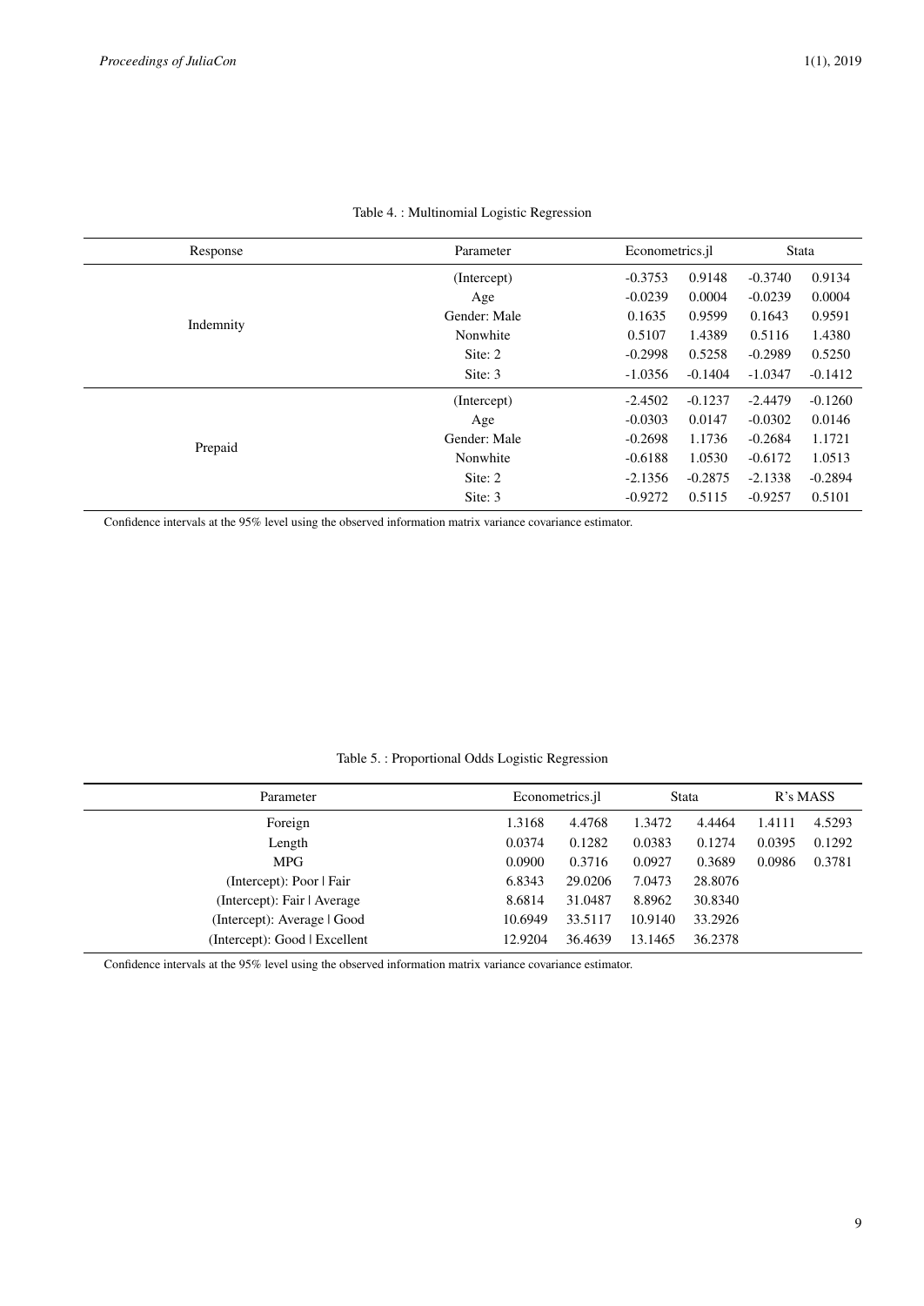Table 4. : Multinomial Logistic Regression

| Response | Parameter | Econometrics.jl | | Stata | |
|---|---|---|---|---|---|
| Indemnity | (Intercept) | -0.3753 | 0.9148 | -0.3740 | 0.9134 |
| | Age | -0.0239 | 0.0004 | -0.0239 | 0.0004 |
| | Gender: Male | 0.1635 | 0.9599 | 0.1643 | 0.9591 |
| | Nonwhite | 0.5107 | 1.4389 | 0.5116 | 1.4380 |
| | Site: 2 | -0.2998 | 0.5258 | -0.2989 | 0.5250 |
| | Site: 3 | -1.0356 | -0.1404 | -1.0347 | -0.1412 |
| Prepaid | (Intercept) | -2.4502 | -0.1237 | -2.4479 | -0.1260 |
| | Age | -0.0303 | 0.0147 | -0.0302 | 0.0146 |
| | Gender: Male | -0.2698 | 1.1736 | -0.2684 | 1.1721 |
| | Nonwhite | -0.6188 | 1.0530 | -0.6172 | 1.0513 |
| | Site: 2 | -2.1356 | -0.2875 | -2.1338 | -0.2894 |
| | Site: 3 | -0.9272 | 0.5115 | -0.9257 | 0.5101 |

Confidence intervals at the 95% level using the observed information matrix variance covariance estimator.

Table 5. : Proportional Odds Logistic Regression

| Parameter | Econometrics.jl | | Stata | | R's MASS | |
|---|---|---|---|---|---|---|
| Foreign | 1.3168 | 4.4768 | 1.3472 | 4.4464 | 1.4111 | 4.5293 |
| Length | 0.0374 | 0.1282 | 0.0383 | 0.1274 | 0.0395 | 0.1292 |
| MPG | 0.0900 | 0.3716 | 0.0927 | 0.3689 | 0.0986 | 0.3781 |
| (Intercept): Poor \| Fair | 6.8343 | 29.0206 | 7.0473 | 28.8076 | | |
| (Intercept): Fair \| Average | 8.6814 | 31.0487 | 8.8962 | 30.8340 | | |
| (Intercept): Average \| Good | 10.6949 | 33.5117 | 10.9140 | 33.2926 | | |
| (Intercept): Good \| Excellent | 12.9204 | 36.4639 | 13.1465 | 36.2378 | | |

Confidence intervals at the 95% level using the observed information matrix variance covariance estimator.